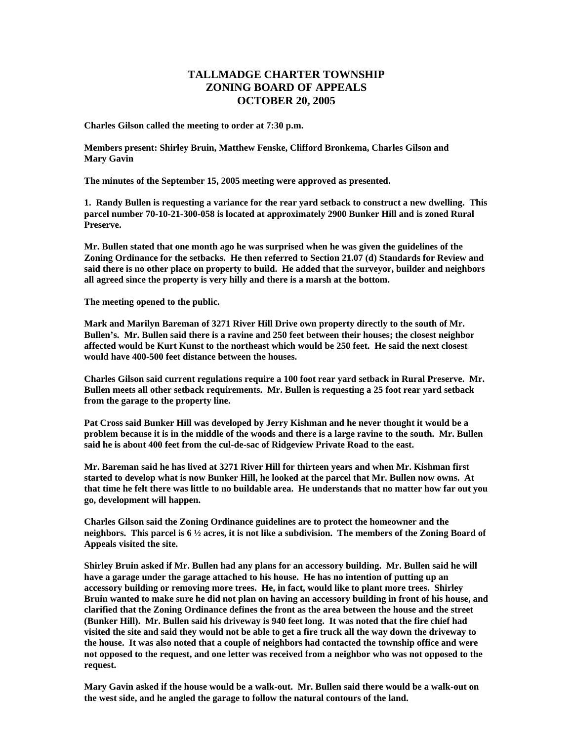# TALLMADGE CHARTER TOWNSHIP
# ZONING BOARD OF APPEALS
# OCTOBER 20, 2005

**Charles Gilson called the meeting to order at 7:30 p.m.**

**Members present: Shirley Bruin, Matthew Fenske, Clifford Bronkema, Charles Gilson and Mary Gavin**

**The minutes of the September 15, 2005 meeting were approved as presented.**

**1. Randy Bullen is requesting a variance for the rear yard setback to construct a new dwelling. This parcel number 70-10-21-300-058 is located at approximately 2900 Bunker Hill and is zoned Rural Preserve.**

**Mr. Bullen stated that one month ago he was surprised when he was given the guidelines of the Zoning Ordinance for the setbacks. He then referred to Section 21.07 (d) Standards for Review and said there is no other place on property to build. He added that the surveyor, builder and neighbors all agreed since the property is very hilly and there is a marsh at the bottom.**

**The meeting opened to the public.**

**Mark and Marilyn Bareman of 3271 River Hill Drive own property directly to the south of Mr. Bullen's. Mr. Bullen said there is a ravine and 250 feet between their houses; the closest neighbor affected would be Kurt Kunst to the northeast which would be 250 feet. He said the next closest would have 400-500 feet distance between the houses.**

**Charles Gilson said current regulations require a 100 foot rear yard setback in Rural Preserve. Mr. Bullen meets all other setback requirements. Mr. Bullen is requesting a 25 foot rear yard setback from the garage to the property line.**

**Pat Cross said Bunker Hill was developed by Jerry Kishman and he never thought it would be a problem because it is in the middle of the woods and there is a large ravine to the south. Mr. Bullen said he is about 400 feet from the cul-de-sac of Ridgeview Private Road to the east.**

**Mr. Bareman said he has lived at 3271 River Hill for thirteen years and when Mr. Kishman first started to develop what is now Bunker Hill, he looked at the parcel that Mr. Bullen now owns. At that time he felt there was little to no buildable area. He understands that no matter how far out you go, development will happen.**

**Charles Gilson said the Zoning Ordinance guidelines are to protect the homeowner and the neighbors. This parcel is 6 ½ acres, it is not like a subdivision. The members of the Zoning Board of Appeals visited the site.**

**Shirley Bruin asked if Mr. Bullen had any plans for an accessory building. Mr. Bullen said he will have a garage under the garage attached to his house. He has no intention of putting up an accessory building or removing more trees. He, in fact, would like to plant more trees. Shirley Bruin wanted to make sure he did not plan on having an accessory building in front of his house, and clarified that the Zoning Ordinance defines the front as the area between the house and the street (Bunker Hill). Mr. Bullen said his driveway is 940 feet long. It was noted that the fire chief had visited the site and said they would not be able to get a fire truck all the way down the driveway to the house. It was also noted that a couple of neighbors had contacted the township office and were not opposed to the request, and one letter was received from a neighbor who was not opposed to the request.**

**Mary Gavin asked if the house would be a walk-out. Mr. Bullen said there would be a walk-out on the west side, and he angled the garage to follow the natural contours of the land.**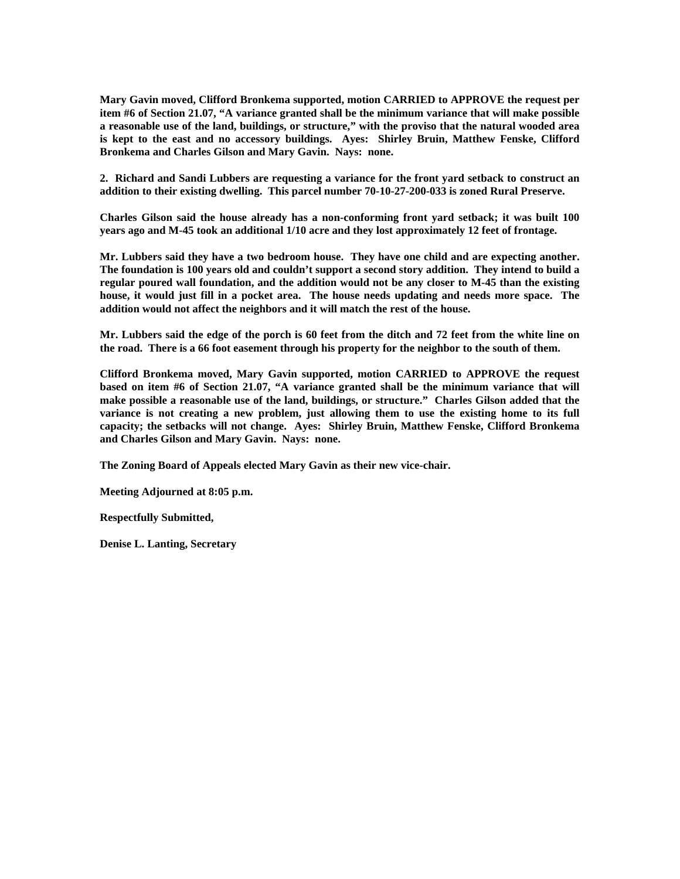**Mary Gavin moved, Clifford Bronkema supported, motion CARRIED to APPROVE the request per item #6 of Section 21.07, "A variance granted shall be the minimum variance that will make possible a reasonable use of the land, buildings, or structure," with the proviso that the natural wooded area is kept to the east and no accessory buildings. Ayes: Shirley Bruin, Matthew Fenske, Clifford Bronkema and Charles Gilson and Mary Gavin. Nays: none.**

**2. Richard and Sandi Lubbers are requesting a variance for the front yard setback to construct an addition to their existing dwelling. This parcel number 70-10-27-200-033 is zoned Rural Preserve.**

**Charles Gilson said the house already has a non-conforming front yard setback; it was built 100 years ago and M-45 took an additional 1/10 acre and they lost approximately 12 feet of frontage.**

**Mr. Lubbers said they have a two bedroom house. They have one child and are expecting another. The foundation is 100 years old and couldn't support a second story addition. They intend to build a regular poured wall foundation, and the addition would not be any closer to M-45 than the existing house, it would just fill in a pocket area. The house needs updating and needs more space. The addition would not affect the neighbors and it will match the rest of the house.**

**Mr. Lubbers said the edge of the porch is 60 feet from the ditch and 72 feet from the white line on the road. There is a 66 foot easement through his property for the neighbor to the south of them.**

**Clifford Bronkema moved, Mary Gavin supported, motion CARRIED to APPROVE the request based on item #6 of Section 21.07, "A variance granted shall be the minimum variance that will make possible a reasonable use of the land, buildings, or structure." Charles Gilson added that the variance is not creating a new problem, just allowing them to use the existing home to its full capacity; the setbacks will not change. Ayes: Shirley Bruin, Matthew Fenske, Clifford Bronkema and Charles Gilson and Mary Gavin. Nays: none.**

**The Zoning Board of Appeals elected Mary Gavin as their new vice-chair.**

**Meeting Adjourned at 8:05 p.m.**

**Respectfully Submitted,**

**Denise L. Lanting, Secretary**